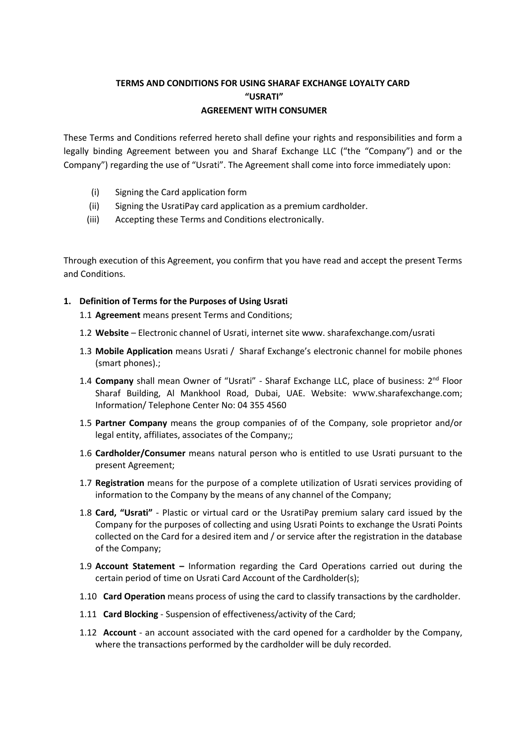# TERMS AND CONDITIONS FOR USING SHARAF EXCHANGE LOYALTY CARD "USRATI" AGREEMENT WITH CONSUMER

These Terms and Conditions referred hereto shall define your rights and responsibilities and form a legally binding Agreement between you and Sharaf Exchange LLC ("the "Company") and or the Company") regarding the use of "Usrati". The Agreement shall come into force immediately upon:

(i) Signing the Card application form

(ii) Signing the UsratiPay card application as a premium cardholder.

(iii) Accepting these Terms and Conditions electronically.

Through execution of this Agreement, you confirm that you have read and accept the present Terms and Conditions.

## 1. Definition of Terms for the Purposes of Using Usrati

1.1 **Agreement** means present Terms and Conditions;

1.2 **Website** – Electronic channel of Usrati, internet site www. sharafexchange.com/usrati

1.3 **Mobile Application** means Usrati / Sharaf Exchange's electronic channel for mobile phones (smart phones).;

1.4 **Company** shall mean Owner of "Usrati" - Sharaf Exchange LLC, place of business: 2nd Floor Sharaf Building, Al Mankhool Road, Dubai, UAE. Website: www.sharafexchange.com; Information/ Telephone Center No: 04 355 4560

1.5 **Partner Company** means the group companies of of the Company, sole proprietor and/or legal entity, affiliates, associates of the Company;;

1.6 **Cardholder/Consumer** means natural person who is entitled to use Usrati pursuant to the present Agreement;

1.7 **Registration** means for the purpose of a complete utilization of Usrati services providing of information to the Company by the means of any channel of the Company;

1.8 **Card, "Usrati"** - Plastic or virtual card or the UsratiPay premium salary card issued by the Company for the purposes of collecting and using Usrati Points to exchange the Usrati Points collected on the Card for a desired item and / or service after the registration in the database of the Company;

1.9 **Account Statement –** Information regarding the Card Operations carried out during the certain period of time on Usrati Card Account of the Cardholder(s);

1.10 **Card Operation** means process of using the card to classify transactions by the cardholder.

1.11 **Card Blocking** - Suspension of effectiveness/activity of the Card;

1.12 **Account** - an account associated with the card opened for a cardholder by the Company, where the transactions performed by the cardholder will be duly recorded.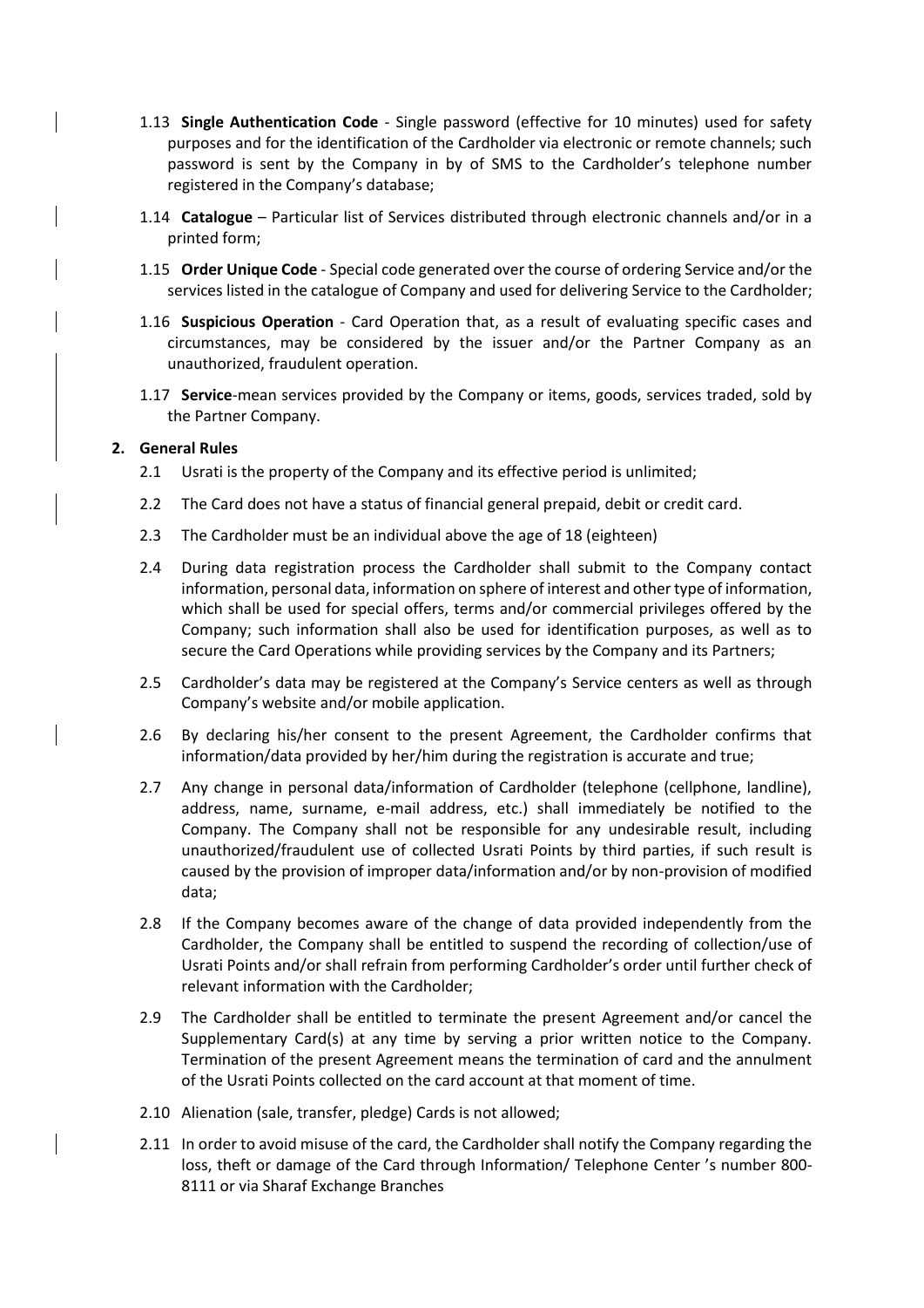1.13 **Single Authentication Code** - Single password (effective for 10 minutes) used for safety purposes and for the identification of the Cardholder via electronic or remote channels; such password is sent by the Company in by of SMS to the Cardholder's telephone number registered in the Company's database;

1.14 **Catalogue** – Particular list of Services distributed through electronic channels and/or in a printed form;

1.15 **Order Unique Code** - Special code generated over the course of ordering Service and/or the services listed in the catalogue of Company and used for delivering Service to the Cardholder;

1.16 **Suspicious Operation** - Card Operation that, as a result of evaluating specific cases and circumstances, may be considered by the issuer and/or the Partner Company as an unauthorized, fraudulent operation.

1.17 **Service**-mean services provided by the Company or items, goods, services traded, sold by the Partner Company.

## 2. General Rules

2.1 Usrati is the property of the Company and its effective period is unlimited;

2.2 The Card does not have a status of financial general prepaid, debit or credit card.

2.3 The Cardholder must be an individual above the age of 18 (eighteen)

2.4 During data registration process the Cardholder shall submit to the Company contact information, personal data, information on sphere of interest and other type of information, which shall be used for special offers, terms and/or commercial privileges offered by the Company; such information shall also be used for identification purposes, as well as to secure the Card Operations while providing services by the Company and its Partners;

2.5 Cardholder's data may be registered at the Company's Service centers as well as through Company's website and/or mobile application.

2.6 By declaring his/her consent to the present Agreement, the Cardholder confirms that information/data provided by her/him during the registration is accurate and true;

2.7 Any change in personal data/information of Cardholder (telephone (cellphone, landline), address, name, surname, e-mail address, etc.) shall immediately be notified to the Company. The Company shall not be responsible for any undesirable result, including unauthorized/fraudulent use of collected Usrati Points by third parties, if such result is caused by the provision of improper data/information and/or by non-provision of modified data;

2.8 If the Company becomes aware of the change of data provided independently from the Cardholder, the Company shall be entitled to suspend the recording of collection/use of Usrati Points and/or shall refrain from performing Cardholder's order until further check of relevant information with the Cardholder;

2.9 The Cardholder shall be entitled to terminate the present Agreement and/or cancel the Supplementary Card(s) at any time by serving a prior written notice to the Company. Termination of the present Agreement means the termination of card and the annulment of the Usrati Points collected on the card account at that moment of time.

2.10 Alienation (sale, transfer, pledge) Cards is not allowed;

2.11 In order to avoid misuse of the card, the Cardholder shall notify the Company regarding the loss, theft or damage of the Card through Information/ Telephone Center 's number 800-8111 or via Sharaf Exchange Branches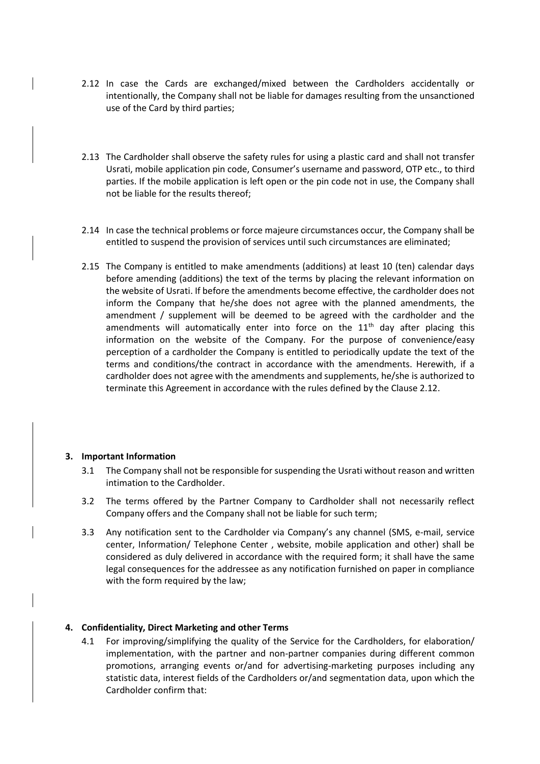2.12 In case the Cards are exchanged/mixed between the Cardholders accidentally or intentionally, the Company shall not be liable for damages resulting from the unsanctioned use of the Card by third parties;

2.13 The Cardholder shall observe the safety rules for using a plastic card and shall not transfer Usrati, mobile application pin code, Consumer's username and password, OTP etc., to third parties. If the mobile application is left open or the pin code not in use, the Company shall not be liable for the results thereof;

2.14 In case the technical problems or force majeure circumstances occur, the Company shall be entitled to suspend the provision of services until such circumstances are eliminated;

2.15 The Company is entitled to make amendments (additions) at least 10 (ten) calendar days before amending (additions) the text of the terms by placing the relevant information on the website of Usrati. If before the amendments become effective, the cardholder does not inform the Company that he/she does not agree with the planned amendments, the amendment / supplement will be deemed to be agreed with the cardholder and the amendments will automatically enter into force on the 11th day after placing this information on the website of the Company. For the purpose of convenience/easy perception of a cardholder the Company is entitled to periodically update the text of the terms and conditions/the contract in accordance with the amendments. Herewith, if a cardholder does not agree with the amendments and supplements, he/she is authorized to terminate this Agreement in accordance with the rules defined by the Clause 2.12.

## 3. Important Information

3.1 The Company shall not be responsible for suspending the Usrati without reason and written intimation to the Cardholder.

3.2 The terms offered by the Partner Company to Cardholder shall not necessarily reflect Company offers and the Company shall not be liable for such term;

3.3 Any notification sent to the Cardholder via Company's any channel (SMS, e-mail, service center, Information/ Telephone Center , website, mobile application and other) shall be considered as duly delivered in accordance with the required form; it shall have the same legal consequences for the addressee as any notification furnished on paper in compliance with the form required by the law;

## 4. Confidentiality, Direct Marketing and other Terms

4.1 For improving/simplifying the quality of the Service for the Cardholders, for elaboration/ implementation, with the partner and non-partner companies during different common promotions, arranging events or/and for advertising-marketing purposes including any statistic data, interest fields of the Cardholders or/and segmentation data, upon which the Cardholder confirm that: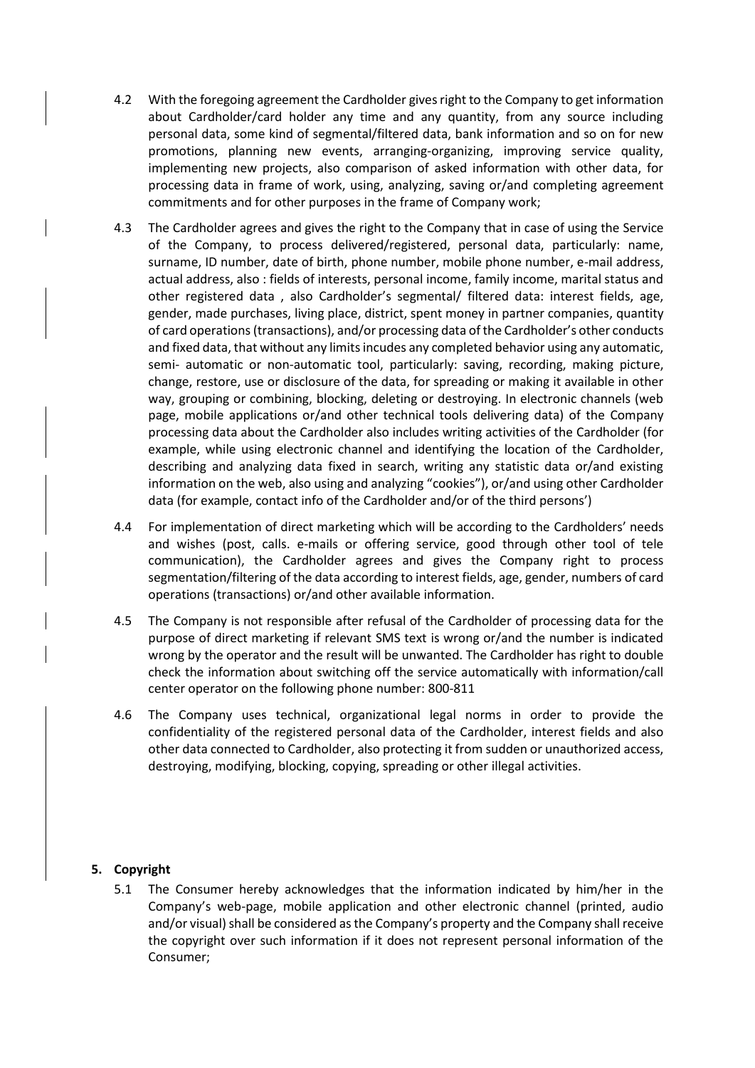4.2 With the foregoing agreement the Cardholder gives right to the Company to get information about Cardholder/card holder any time and any quantity, from any source including personal data, some kind of segmental/filtered data, bank information and so on for new promotions, planning new events, arranging-organizing, improving service quality, implementing new projects, also comparison of asked information with other data, for processing data in frame of work, using, analyzing, saving or/and completing agreement commitments and for other purposes in the frame of Company work;

4.3 The Cardholder agrees and gives the right to the Company that in case of using the Service of the Company, to process delivered/registered, personal data, particularly: name, surname, ID number, date of birth, phone number, mobile phone number, e-mail address, actual address, also : fields of interests, personal income, family income, marital status and other registered data , also Cardholder's segmental/ filtered data: interest fields, age, gender, made purchases, living place, district, spent money in partner companies, quantity of card operations (transactions), and/or processing data of the Cardholder's other conducts and fixed data, that without any limits incudes any completed behavior using any automatic, semi- automatic or non-automatic tool, particularly: saving, recording, making picture, change, restore, use or disclosure of the data, for spreading or making it available in other way, grouping or combining, blocking, deleting or destroying. In electronic channels (web page, mobile applications or/and other technical tools delivering data) of the Company processing data about the Cardholder also includes writing activities of the Cardholder (for example, while using electronic channel and identifying the location of the Cardholder, describing and analyzing data fixed in search, writing any statistic data or/and existing information on the web, also using and analyzing "cookies"), or/and using other Cardholder data (for example, contact info of the Cardholder and/or of the third persons')

4.4 For implementation of direct marketing which will be according to the Cardholders' needs and wishes (post, calls. e-mails or offering service, good through other tool of tele communication), the Cardholder agrees and gives the Company right to process segmentation/filtering of the data according to interest fields, age, gender, numbers of card operations (transactions) or/and other available information.

4.5 The Company is not responsible after refusal of the Cardholder of processing data for the purpose of direct marketing if relevant SMS text is wrong or/and the number is indicated wrong by the operator and the result will be unwanted. The Cardholder has right to double check the information about switching off the service automatically with information/call center operator on the following phone number: 800-811

4.6 The Company uses technical, organizational legal norms in order to provide the confidentiality of the registered personal data of the Cardholder, interest fields and also other data connected to Cardholder, also protecting it from sudden or unauthorized access, destroying, modifying, blocking, copying, spreading or other illegal activities.

## 5. Copyright

5.1 The Consumer hereby acknowledges that the information indicated by him/her in the Company's web-page, mobile application and other electronic channel (printed, audio and/or visual) shall be considered as the Company's property and the Company shall receive the copyright over such information if it does not represent personal information of the Consumer;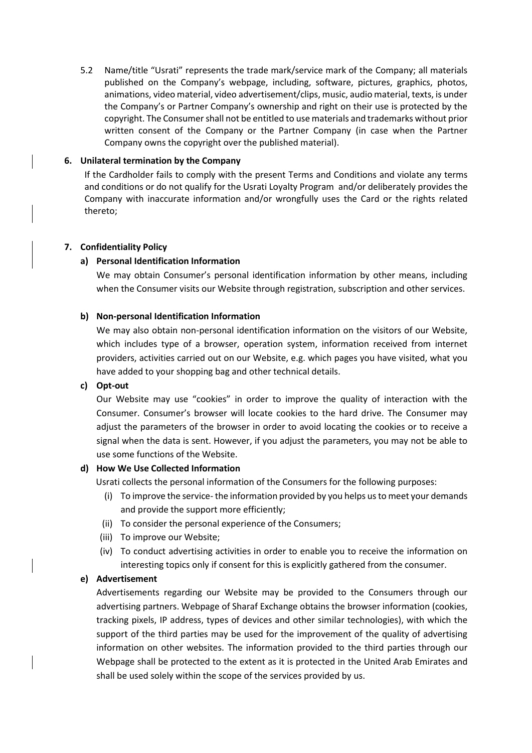5.2 Name/title "Usrati" represents the trade mark/service mark of the Company; all materials published on the Company's webpage, including, software, pictures, graphics, photos, animations, video material, video advertisement/clips, music, audio material, texts, is under the Company's or Partner Company's ownership and right on their use is protected by the copyright. The Consumer shall not be entitled to use materials and trademarks without prior written consent of the Company or the Partner Company (in case when the Partner Company owns the copyright over the published material).

## 6. Unilateral termination by the Company

If the Cardholder fails to comply with the present Terms and Conditions and violate any terms and conditions or do not qualify for the Usrati Loyalty Program and/or deliberately provides the Company with inaccurate information and/or wrongfully uses the Card or the rights related thereto;

## 7. Confidentiality Policy

### a) Personal Identification Information

We may obtain Consumer's personal identification information by other means, including when the Consumer visits our Website through registration, subscription and other services.

### b) Non-personal Identification Information

We may also obtain non-personal identification information on the visitors of our Website, which includes type of a browser, operation system, information received from internet providers, activities carried out on our Website, e.g. which pages you have visited, what you have added to your shopping bag and other technical details.

### c) Opt-out

Our Website may use "cookies" in order to improve the quality of interaction with the Consumer. Consumer's browser will locate cookies to the hard drive. The Consumer may adjust the parameters of the browser in order to avoid locating the cookies or to receive a signal when the data is sent. However, if you adjust the parameters, you may not be able to use some functions of the Website.

### d) How We Use Collected Information

Usrati collects the personal information of the Consumers for the following purposes:

(i) To improve the service- the information provided by you helps us to meet your demands and provide the support more efficiently;

(ii) To consider the personal experience of the Consumers;

(iii) To improve our Website;

(iv) To conduct advertising activities in order to enable you to receive the information on interesting topics only if consent for this is explicitly gathered from the consumer.

### e) Advertisement

Advertisements regarding our Website may be provided to the Consumers through our advertising partners. Webpage of Sharaf Exchange obtains the browser information (cookies, tracking pixels, IP address, types of devices and other similar technologies), with which the support of the third parties may be used for the improvement of the quality of advertising information on other websites. The information provided to the third parties through our Webpage shall be protected to the extent as it is protected in the United Arab Emirates and shall be used solely within the scope of the services provided by us.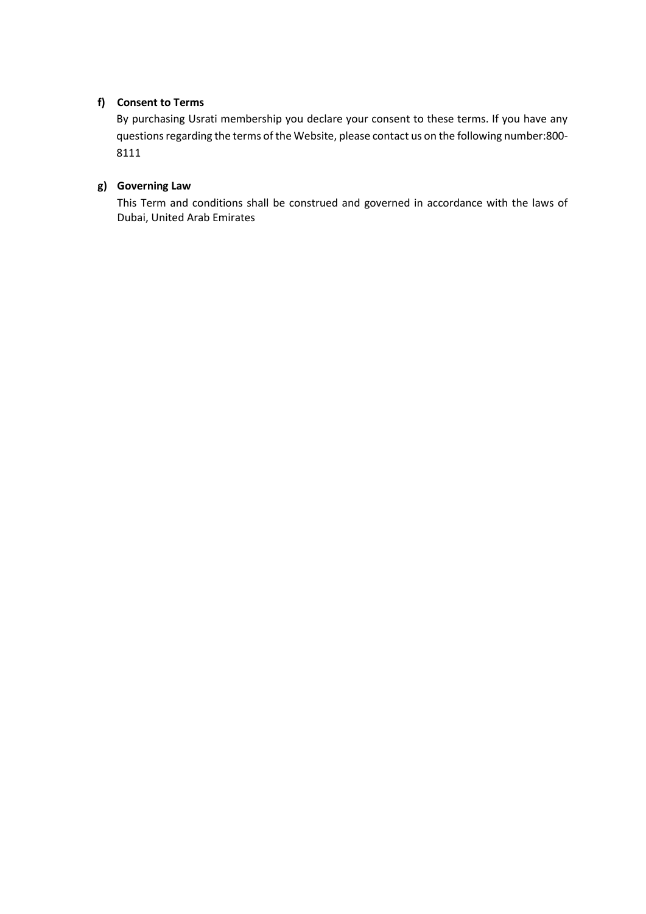**f) Consent to Terms**

By purchasing Usrati membership you declare your consent to these terms. If you have any questions regarding the terms of the Website, please contact us on the following number:800-8111

**g) Governing Law**

This Term and conditions shall be construed and governed in accordance with the laws of Dubai, United Arab Emirates